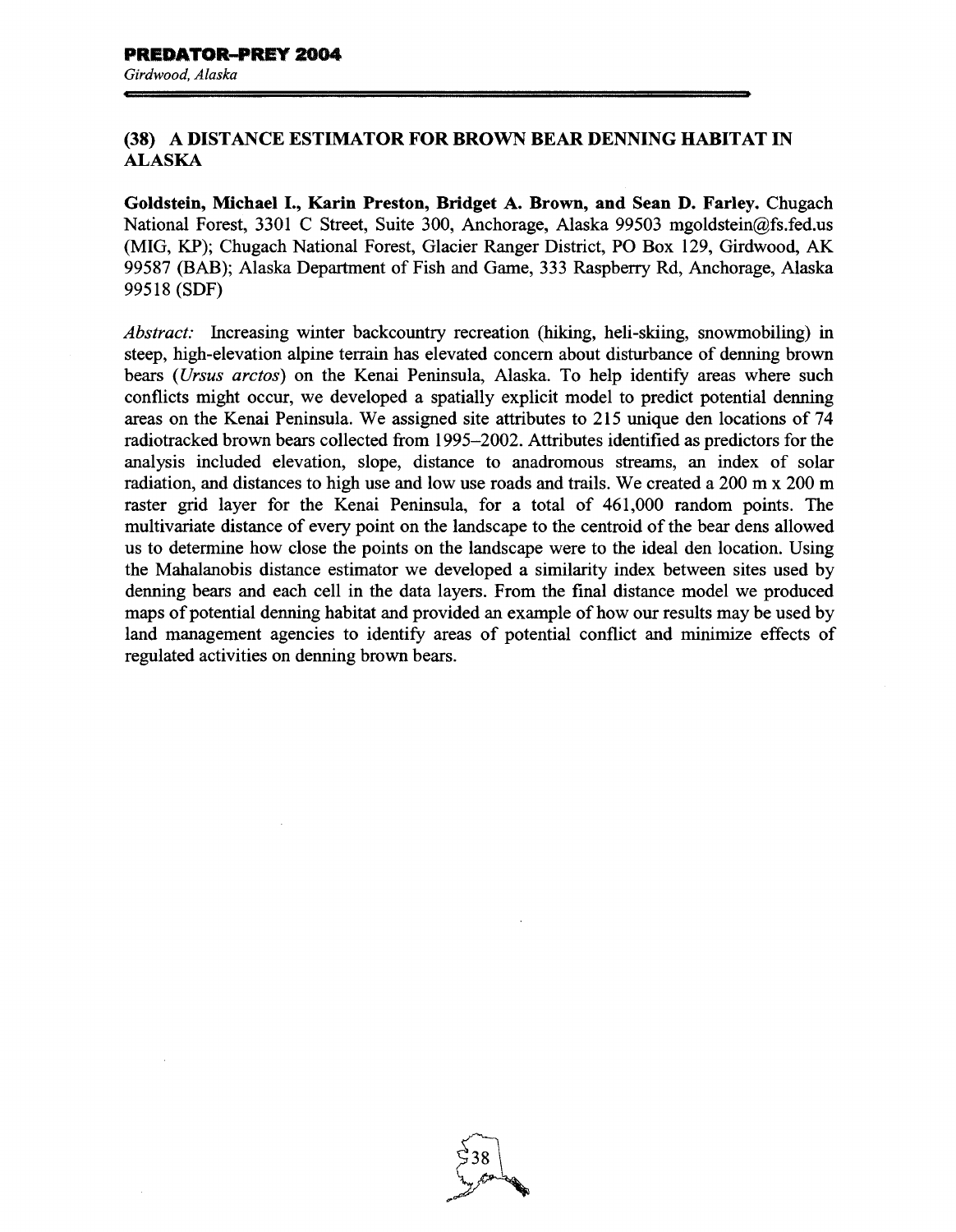## (38) A DISTANCE ESTIMATOR FOR BROWN BEAR DENNING HABITAT IN ALASKA

**Goldstein, Michael I., Karin Preston, Bridget A. Brown, and Sean D. Farley.** Chugach National Forest, 3301 C Street, Suite 300, Anchorage, Alaska 99503 mgoldstein@fs.fed.us (MIG, KP); Chugach National Forest, Glacier Ranger District, PO Box 129, Girdwood, AK 99587 (BAB); Alaska Department of Fish and Game, 333 Raspberry Rd, Anchorage, Alaska 99518 (SDF)

*Abstract:* Increasing winter backcountry recreation (hiking, heli-skiing, snowmobiling) in steep, high-elevation alpine terrain has elevated concern about disturbance of denning brown bears (*Ursus arctos*) on the Kenai Peninsula, Alaska. To help identify areas where such conflicts might occur, we developed a spatially explicit model to predict potential denning areas on the Kenai Peninsula. We assigned site attributes to 215 unique den locations of 74 radiotracked brown bears collected from 1995–2002. Attributes identified as predictors for the analysis included elevation, slope, distance to anadromous streams, an index of solar radiation, and distances to high use and low use roads and trails. We created a 200 m x 200 m raster grid layer for the Kenai Peninsula, for a total of 461,000 random points. The multivariate distance of every point on the landscape to the centroid of the bear dens allowed us to determine how close the points on the landscape were to the ideal den location. Using the Mahalanobis distance estimator we developed a similarity index between sites used by denning bears and each cell in the data layers. From the final distance model we produced maps of potential denning habitat and provided an example of how our results may be used by land management agencies to identify areas of potential conflict and minimize effects of regulated activities on denning brown bears.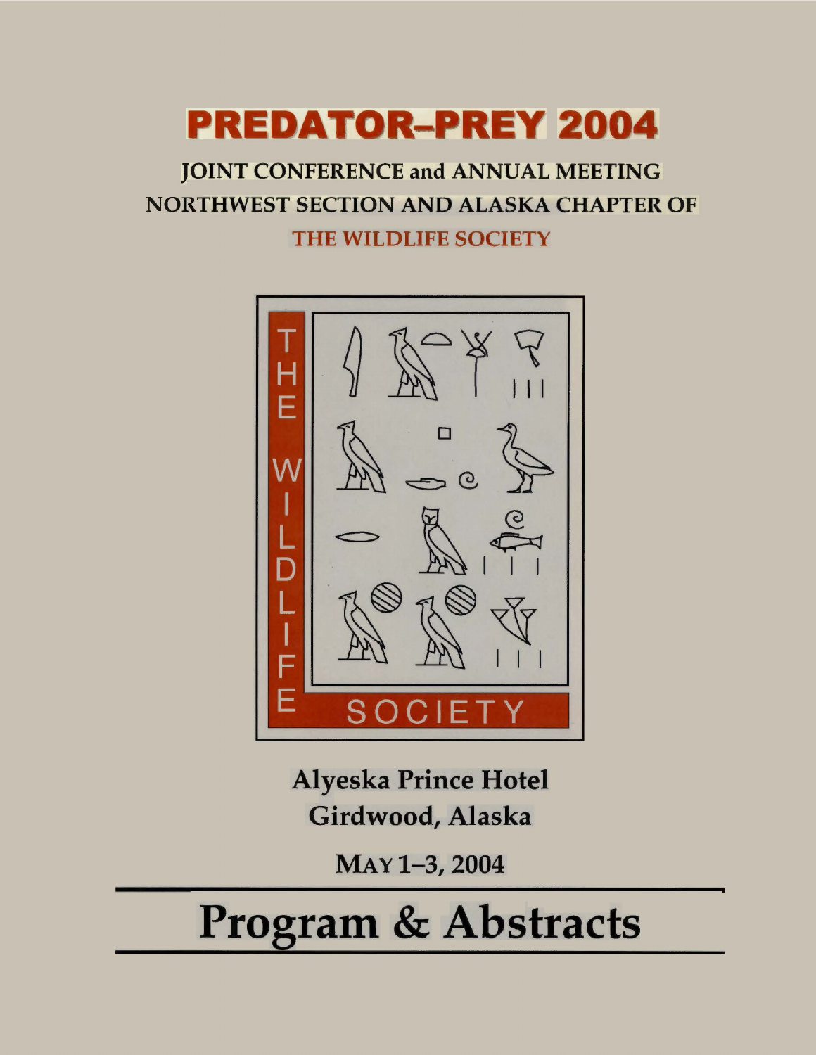# PREDATOR–PREY 2004

## JOINT CONFERENCE and ANNUAL MEETING
## NORTHWEST SECTION AND ALASKA CHAPTER OF
## THE WILDLIFE SOCIETY

THE WILDLIFE SOCIETY

**Alyeska Prince Hotel**
**Girdwood, Alaska**

**MAY 1–3, 2004**

# Program & Abstracts